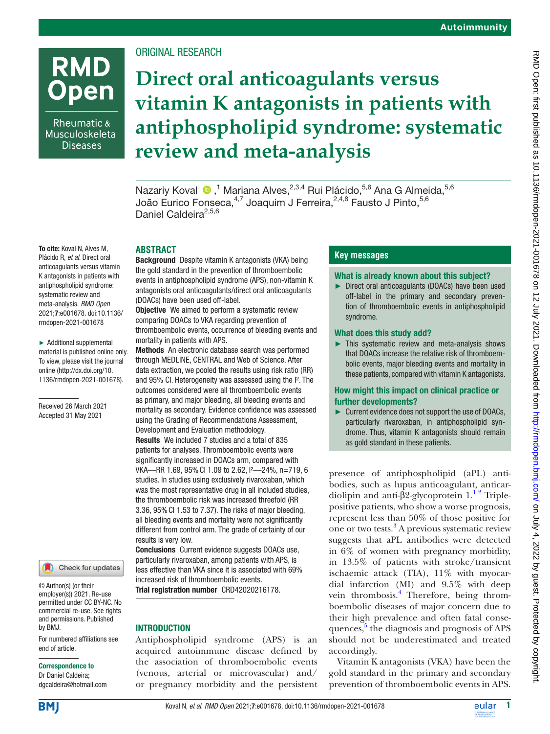Original research

# Direct oral anticoagulants versus vitamin K antagonists in patients with antiphospholipid syndrome: systematic review and meta-analysis

Nazariy Koval,[1] Mariana Alves,[2,3,4] Rui Plácido,[5,6] Ana G Almeida,[5,6] João Eurico Fonseca,[4,7] Joaquim J Ferreira,[2,4,8] Fausto J Pinto,[5,6] Daniel Caldeira[2,5,6]

**To cite:** Koval N, Alves M, Plácido R, *et al*. Direct oral anticoagulants versus vitamin K antagonists in patients with antiphospholipid syndrome: systematic review and meta-analysis. *RMD Open* 2021;**7**:e001678. doi:10.1136/rmdopen-2021-001678

► Additional supplemental material is published online only. To view, please visit the journal online (http://dx.doi.org/10.1136/rmdopen-2021-001678).

Received 26 March 2021
Accepted 31 May 2021

© Author(s) (or their employer(s)) 2021. Re-use permitted under CC BY-NC. No commercial re-use. See rights and permissions. Published by BMJ.

For numbered affiliations see end of article.

**Correspondence to**
Dr Daniel Caldeira; dgcaldeira@hotmail.com

## ABSTRACT

**Background** Despite vitamin K antagonists (VKA) being the gold standard in the prevention of thromboembolic events in antiphospholipid syndrome (APS), non-vitamin K antagonists oral anticoagulants/direct oral anticoagulants (DOACs) have been used off-label.

**Objective** We aimed to perform a systematic review comparing DOACs to VKA regarding prevention of thromboembolic events, occurrence of bleeding events and mortality in patients with APS.

**Methods** An electronic database search was performed through MEDLINE, CENTRAL and Web of Science. After data extraction, we pooled the results using risk ratio (RR) and 95% CI. Heterogeneity was assessed using the $I^2$. The outcomes considered were all thromboembolic events as primary, and major bleeding, all bleeding events and mortality as secondary. Evidence confidence was assessed using the Grading of Recommendations Assessment, Development and Evaluation methodology.

**Results** We included 7 studies and a total of 835 patients for analyses. Thromboembolic events were significantly increased in DOACs arm, compared with VKA—RR 1.69, 95% CI 1.09 to 2.62, $I^2$—24%, n=719, 6 studies. In studies using exclusively rivaroxaban, which was the most representative drug in all included studies, the thromboembolic risk was increased threefold (RR 3.36, 95% CI 1.53 to 7.37). The risks of major bleeding, all bleeding events and mortality were not significantly different from control arm. The grade of certainty of our results is very low.

**Conclusions** Current evidence suggests DOACs use, particularly rivaroxaban, among patients with APS, is less effective than VKA since it is associated with 69% increased risk of thromboembolic events.

**Trial registration number** CRD42020216178.

## Key messages

### What is already known about this subject?

► Direct oral anticoagulants (DOACs) have been used off-label in the primary and secondary prevention of thromboembolic events in antiphospholipid syndrome.

### What does this study add?

► This systematic review and meta-analysis shows that DOACs increase the relative risk of thromboembolic events, major bleeding events and mortality in these patients, compared with vitamin K antagonists.

### How might this impact on clinical practice or further developments?

► Current evidence does not support the use of DOACs, particularly rivaroxaban, in antiphospholipid syndrome. Thus, vitamin K antagonists should remain as gold standard in these patients.

## INTRODUCTION

Antiphospholipid syndrome (APS) is an acquired autoimmune disease defined by the association of thromboembolic events (venous, arterial or microvascular) and/or pregnancy morbidity and the persistent presence of antiphospholipid (aPL) antibodies, such as lupus anticoagulant, anticardiolipin and anti-β2-glycoprotein 1.[1,2] Triple-positive patients, who show a worse prognosis, represent less than 50% of those positive for one or two tests.[3] A previous systematic review suggests that aPL antibodies were detected in 6% of women with pregnancy morbidity, in 13.5% of patients with stroke/transient ischaemic attack (TIA), 11% with myocardial infarction (MI) and 9.5% with deep vein thrombosis.[4] Therefore, being thromboembolic diseases of major concern due to their high prevalence and often fatal consequences,[5] the diagnosis and prognosis of APS should not be underestimated and treated accordingly.

Vitamin K antagonists (VKA) have been the gold standard in the primary and secondary prevention of thromboembolic events in APS.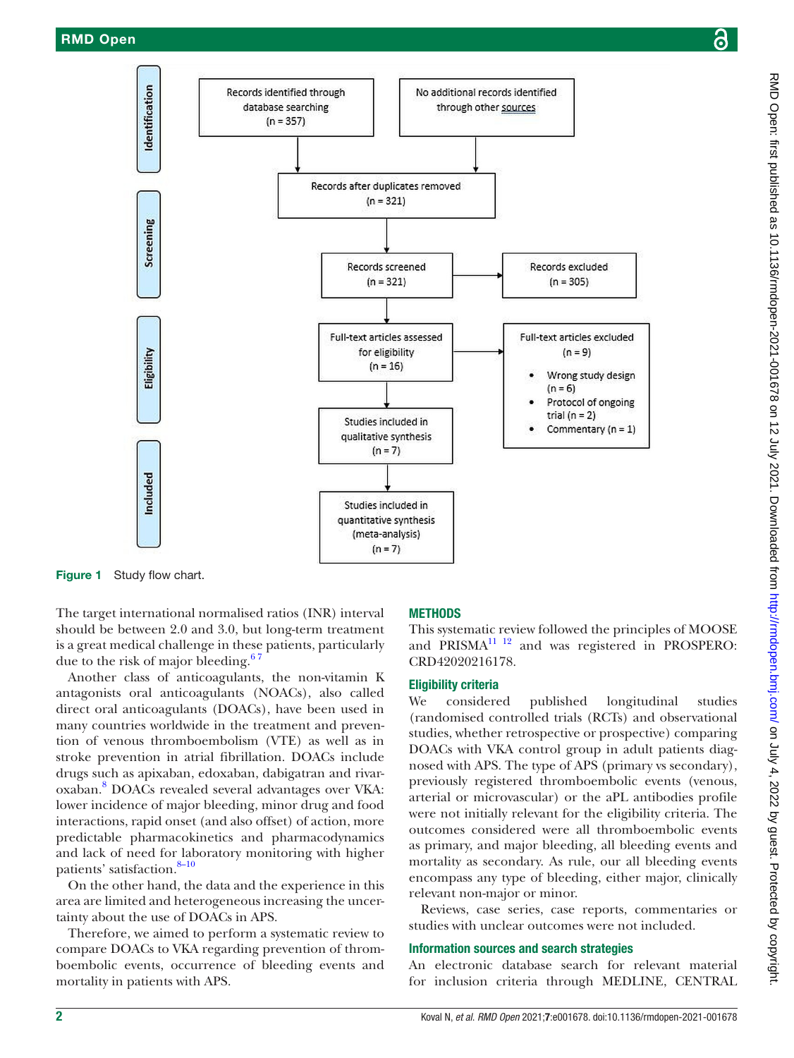**Identification**

- Records identified through database searching (n = 357)
- No additional records identified through other sources

**Screening**

- Records after duplicates removed (n = 321)
- Records screened (n = 321)
- Records excluded (n = 305)

**Eligibility**

- Full-text articles assessed for eligibility (n = 16)
- Full-text articles excluded (n = 9)
  - Wrong study design (n = 6)
  - Protocol of ongoing trial (n = 2)
  - Commentary (n = 1)
- Studies included in qualitative synthesis (n = 7)

**Included**

- Studies included in quantitative synthesis (meta-analysis) (n = 7)

**Figure 1** Study flow chart.

The target international normalised ratios (INR) interval should be between 2.0 and 3.0, but long-term treatment is a great medical challenge in these patients, particularly due to the risk of major bleeding.[6 7]

Another class of anticoagulants, the non-vitamin K antagonists oral anticoagulants (NOACs), also called direct oral anticoagulants (DOACs), have been used in many countries worldwide in the treatment and prevention of venous thromboembolism (VTE) as well as in stroke prevention in atrial fibrillation. DOACs include drugs such as apixaban, edoxaban, dabigatran and rivaroxaban.[8] DOACs revealed several advantages over VKA: lower incidence of major bleeding, minor drug and food interactions, rapid onset (and also offset) of action, more predictable pharmacokinetics and pharmacodynamics and lack of need for laboratory monitoring with higher patients' satisfaction.[8–10]

On the other hand, the data and the experience in this area are limited and heterogeneous increasing the uncertainty about the use of DOACs in APS.

Therefore, we aimed to perform a systematic review to compare DOACs to VKA regarding prevention of thromboembolic events, occurrence of bleeding events and mortality in patients with APS.

## METHODS

This systematic review followed the principles of MOOSE and PRISMA[11 12] and was registered in PROSPERO: CRD42020216178.

### Eligibility criteria

We considered published longitudinal studies (randomised controlled trials (RCTs) and observational studies, whether retrospective or prospective) comparing DOACs with VKA control group in adult patients diagnosed with APS. The type of APS (primary vs secondary), previously registered thromboembolic events (venous, arterial or microvascular) or the aPL antibodies profile were not initially relevant for the eligibility criteria. The outcomes considered were all thromboembolic events as primary, and major bleeding, all bleeding events and mortality as secondary. As rule, our all bleeding events encompass any type of bleeding, either major, clinically relevant non-major or minor.

Reviews, case series, case reports, commentaries or studies with unclear outcomes were not included.

### Information sources and search strategies

An electronic database search for relevant material for inclusion criteria through MEDLINE, CENTRAL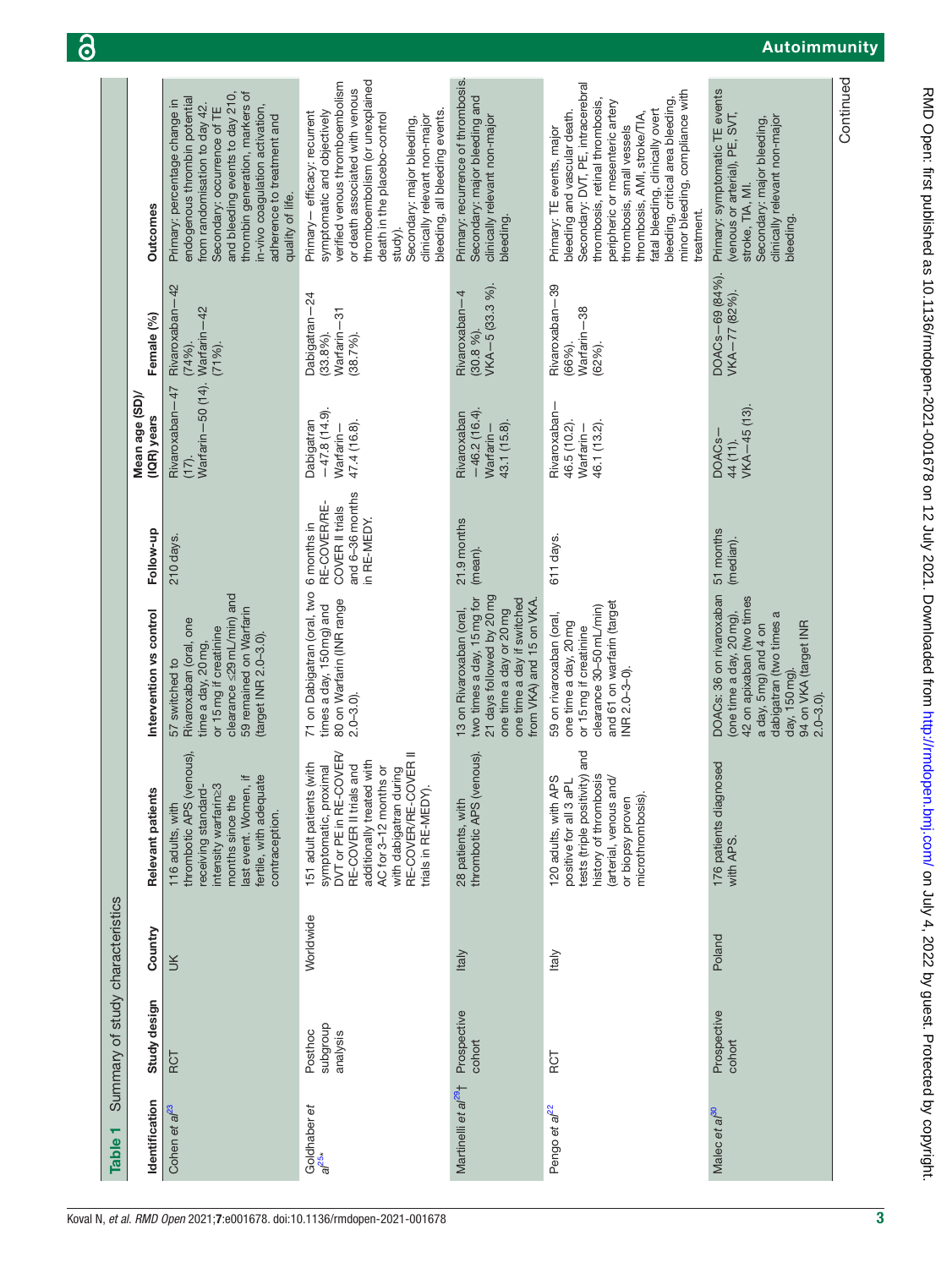**Table 1** Summary of study characteristics

| Identification | Study design | Country | Relevant patients | Intervention vs control | Follow-up | Mean age (SD)/(IQR) years | Female (%) | Outcomes |
|---|---|---|---|---|---|---|---|---|
| Cohen *et al*[23] | RCT | UK | 116 adults, with thrombotic APS (venous), receiving standard-intensity warfarin≥3 months since the last event. Women, if fertile, with adequate contraception. | 57 switched to Rivaroxaban (oral, one time a day, 20 mg, or 15 mg if creatinine clearance ≤29 mL/min) and 59 remained on Warfarin (target INR 2.0–3.0). | 210 days. | Rivaroxaban—47 (17). Warfarin—50 (14). | Rivaroxaban—42 (74%). Warfarin—42 (71%). | Primary: percentage change in endogenous thrombin potential from randomisation to day 42. Secondary: occurrence of TE and bleeding events to day 210, thrombin generation, markers of in-vivo coagulation activation, adherence to treatment and quality of life. |
| Goldhaber *et al*[25]* | Posthoc subgroup analysis | Worldwide | 151 adult patients (with symptomatic, proximal DVT or PE in RE-COVER/RE-COVER II trials and additionally treated with AC for 3–12 months or with dabigatran during RE-COVER/RE-COVER II trials in RE-MEDY). | 71 on Dabigatran (oral, two times a day, 150 mg) and 80 on Warfarin (INR range 2.0–3.0). | 6 months in RE-COVER/RE-COVER II trials and 6–36 months in RE-MEDY. | Dabigatran—47.8 (14.9). Warfarin—47.4 (16.8). | Dabigatran—24 (33.8%). Warfarin—31 (38.7%). | Primary— efficacy: recurrent symptomatic and objectively verified venous thromboembolism or death associated with venous thromboembolism (or unexplained death in the placebo-control study). Secondary: major bleeding, clinically relevant non-major bleeding, all bleeding events. |
| Martinelli *et al*[29]† | Prospective cohort | Italy | 28 patients, with thrombotic APS (venous). | 13 on Rivaroxaban (oral, two times a day, 15 mg for 21 days followed by 20 mg one time a day or 20 mg one time a day if switched from VKA) and 15 on VKA. | 21.9 months (mean). | Rivaroxaban—46.2 (16.4). Warfarin—43.1 (15.8). | Rivaroxaban—4 (30.8 %). VKA—5 (33.3 %). | Primary: recurrence of thrombosis. Secondary: major bleeding and clinically relevant non-major bleeding. |
| Pengo *et al*[22] | RCT | Italy | 120 adults, with APS positive for all 3 aPL tests (triple positivity) and history of thrombosis (arterial, venous and/or biopsy proven microthrombosis). | 59 on rivaroxaban (oral, one time a day, 20 mg or 15 mg if creatinine clearance 30–50 mL/min) and 61 on warfarin (target INR 2.0–3–0). | 611 days. | Rivaroxaban—46.5 (10.2). Warfarin—46.1 (13.2). | Rivaroxaban—39 (66%). Warfarin—38 (62%). | Primary: TE events, major bleeding and vascular death. Secondary: DVT, PE, intracerebral thrombosis, retinal thrombosis, peripheric or mesenteric artery thrombosis, small vessels thrombosis, AMI, stroke/TIA, fatal bleeding, clinically overt bleeding, critical area bleeding, minor bleeding, compliance with treatment. |
| Malec *et al*[30] | Prospective cohort | Poland | 176 patients diagnosed with APS. | DOACs: 36 on rivaroxaban (one time a day, 20 mg), 42 on apixaban (two times a day, 5 mg) and 4 on dabigatran (two times a day, 150 mg). 94 on VKA (target INR 2.0–3.0). | 51 months (median). | DOACs—44 (11). VKA—45 (13). | DOACs—69 (84%). VKA—77 (82%). | Primary: symptomatic TE events (venous or arterial), PE, SVT, stroke, TIA, MI. Secondary: major bleeding, clinically relevant non-major bleeding. |

Continued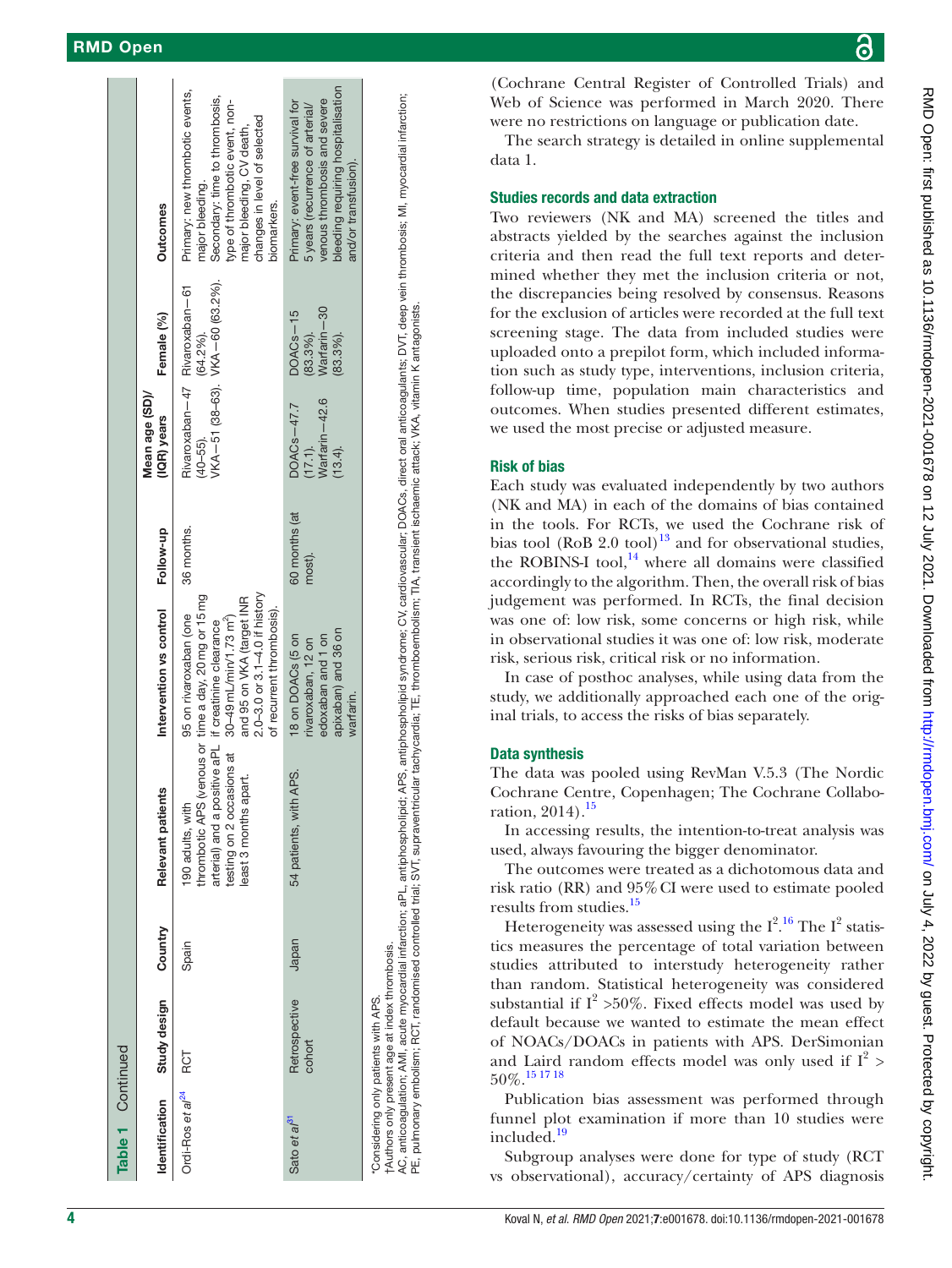**Table 1** Continued

| Identification | Study design | Country | Relevant patients | Intervention vs control | Follow-up | Mean age (SD)/ (IQR) years | Female (%) | Outcomes |
|---|---|---|---|---|---|---|---|---|
| Ordi-Ros *et al*[24] | RCT | Spain | 190 adults, with thrombotic APS (venous or arterial) and a positive aPL testing on 2 occasions at least 3 months apart. | 95 on rivaroxaban (one time a day, 20 mg or 15 mg if creatinine clearance 30–49 mL/min/1.73 m$^2$) and 95 on VKA (target INR 2.0–3.0 or 3.1–4.0 if history of recurrent thrombosis). | 36 months. | Rivaroxaban—47 (40–55). VKA—51 (38–63). | Rivaroxaban—61 (64.2%). VKA—60 (63.2%). | Primary: new thrombotic events, major bleeding. Secondary: time to thrombosis, type of thrombotic event, non-major bleeding, CV death, changes in level of selected biomarkers. |
| Sato *et al*[31] | Retrospective cohort | Japan | 54 patients, with APS. | 18 on DOACs (5 on rivaroxaban, 12 on edoxaban and 1 on apixaban) and 36 on warfarin. | 60 months (at most). | DOACs—47.7 (17.1). Warfarin—42.6 (13.4). | DOACs—15 (83.3%). Warfarin—30 (83.3%). | Primary: event-free survival for 5 years (recurrence of arterial/ venous thrombosis and severe bleeding requiring hospitalisation and/or transfusion). |

*Considering only patients with APS.
†Authors only present age at index thrombosis.
AC, anticoagulation; AMI, acute myocardial infarction; aPL, antiphospholipid; APS, antiphospholipid syndrome; CV, cardiovascular; DOACs, direct oral anticoagulants; DVT, deep vein thrombosis; MI, myocardial infarction; PE, pulmonary embolism; RCT, randomised controlled trial; SVT, supraventricular tachycardia; TE, thromboembolism; TIA, transient ischaemic attack; VKA, vitamin K antagonists.

(Cochrane Central Register of Controlled Trials) and Web of Science was performed in March 2020. There were no restrictions on language or publication date.

The search strategy is detailed in online supplemental data 1.

## Studies records and data extraction

Two reviewers (NK and MA) screened the titles and abstracts yielded by the searches against the inclusion criteria and then read the full text reports and determined whether they met the inclusion criteria or not, the discrepancies being resolved by consensus. Reasons for the exclusion of articles were recorded at the full text screening stage. The data from included studies were uploaded onto a prepilot form, which included information such as study type, interventions, inclusion criteria, follow-up time, population main characteristics and outcomes. When studies presented different estimates, we used the most precise or adjusted measure.

## Risk of bias

Each study was evaluated independently by two authors (NK and MA) in each of the domains of bias contained in the tools. For RCTs, we used the Cochrane risk of bias tool (RoB 2.0 tool)[13] and for observational studies, the ROBINS-I tool,[14] where all domains were classified accordingly to the algorithm. Then, the overall risk of bias judgement was performed. In RCTs, the final decision was one of: low risk, some concerns or high risk, while in observational studies it was one of: low risk, moderate risk, serious risk, critical risk or no information.

In case of posthoc analyses, while using data from the study, we additionally approached each one of the original trials, to access the risks of bias separately.

## Data synthesis

The data was pooled using RevMan V.5.3 (The Nordic Cochrane Centre, Copenhagen; The Cochrane Collaboration, 2014).[15]

In accessing results, the intention-to-treat analysis was used, always favouring the bigger denominator.

The outcomes were treated as a dichotomous data and risk ratio (RR) and 95% CI were used to estimate pooled results from studies.[15]

Heterogeneity was assessed using the $I^2$.[16] The $I^2$ statistics measures the percentage of total variation between studies attributed to interstudy heterogeneity rather than random. Statistical heterogeneity was considered substantial if $I^2$ >50%. Fixed effects model was used by default because we wanted to estimate the mean effect of NOACs/DOACs in patients with APS. DerSimonian and Laird random effects model was only used if $I^2$ > 50%.[15,17,18]

Publication bias assessment was performed through funnel plot examination if more than 10 studies were included.[19]

Subgroup analyses were done for type of study (RCT vs observational), accuracy/certainty of APS diagnosis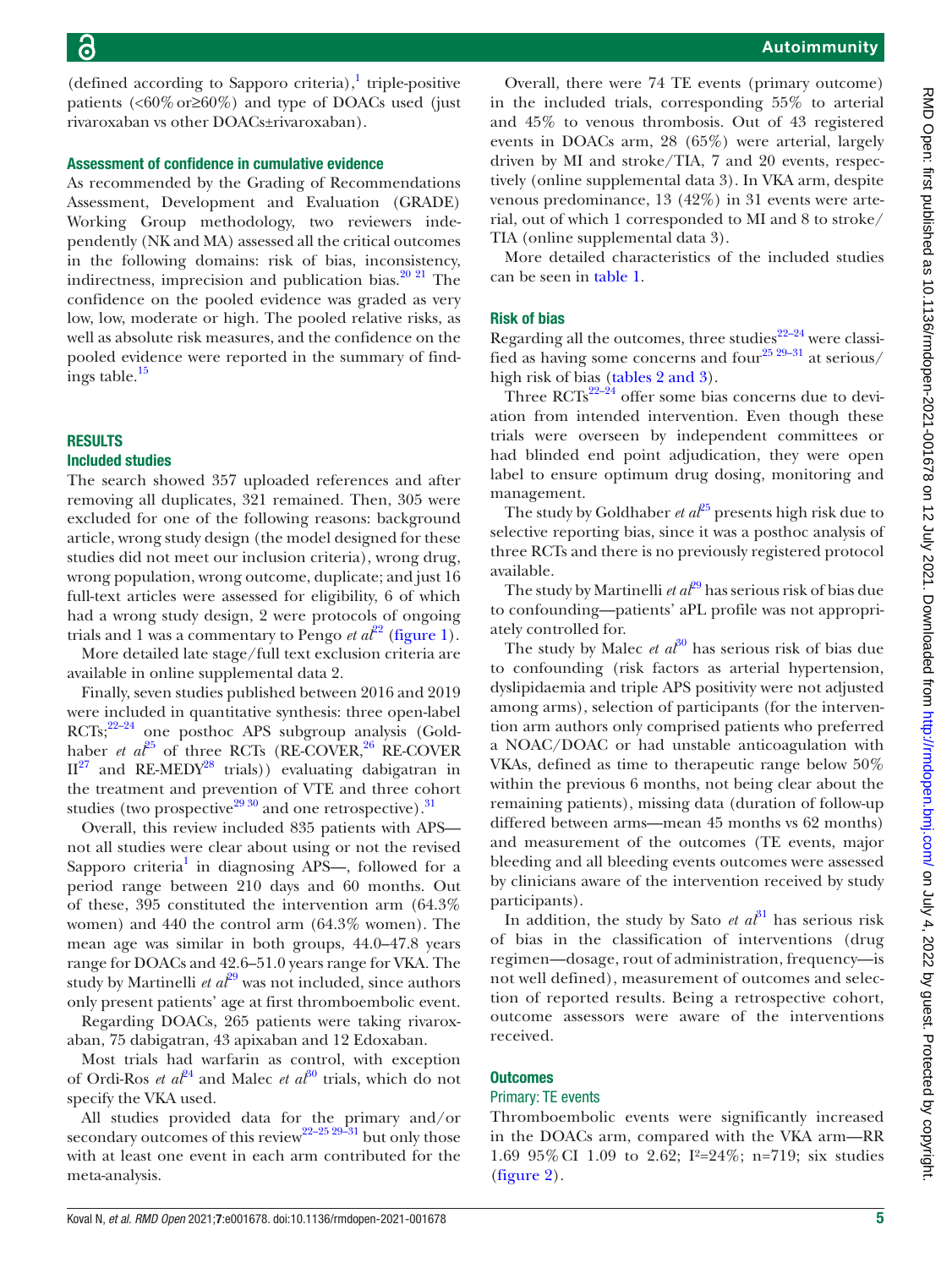(defined according to Sapporo criteria),[1] triple-positive patients (<60% or≥60%) and type of DOACs used (just rivaroxaban vs other DOACs±rivaroxaban).

### Assessment of confidence in cumulative evidence

As recommended by the Grading of Recommendations Assessment, Development and Evaluation (GRADE) Working Group methodology, two reviewers independently (NK and MA) assessed all the critical outcomes in the following domains: risk of bias, inconsistency, indirectness, imprecision and publication bias.[20 21] The confidence on the pooled evidence was graded as very low, low, moderate or high. The pooled relative risks, as well as absolute risk measures, and the confidence on the pooled evidence were reported in the summary of findings table.[15]

## RESULTS

### Included studies

The search showed 357 uploaded references and after removing all duplicates, 321 remained. Then, 305 were excluded for one of the following reasons: background article, wrong study design (the model designed for these studies did not meet our inclusion criteria), wrong drug, wrong population, wrong outcome, duplicate; and just 16 full-text articles were assessed for eligibility, 6 of which had a wrong study design, 2 were protocols of ongoing trials and 1 was a commentary to Pengo *et al*[22] (figure 1).

More detailed late stage/full text exclusion criteria are available in online supplemental data 2.

Finally, seven studies published between 2016 and 2019 were included in quantitative synthesis: three open-label RCTs;[22–24] one posthoc APS subgroup analysis (Goldhaber *et al*[25] of three RCTs (RE-COVER,[26] RE-COVER II[27] and RE-MEDY[28] trials)) evaluating dabigatran in the treatment and prevention of VTE and three cohort studies (two prospective[29 30] and one retrospective).[31]

Overall, this review included 835 patients with APS—not all studies were clear about using or not the revised Sapporo criteria[1] in diagnosing APS—, followed for a period range between 210 days and 60 months. Out of these, 395 constituted the intervention arm (64.3% women) and 440 the control arm (64.3% women). The mean age was similar in both groups, 44.0–47.8 years range for DOACs and 42.6–51.0 years range for VKA. The study by Martinelli *et al*[29] was not included, since authors only present patients' age at first thromboembolic event.

Regarding DOACs, 265 patients were taking rivaroxaban, 75 dabigatran, 43 apixaban and 12 Edoxaban.

Most trials had warfarin as control, with exception of Ordi-Ros *et al*[24] and Malec *et al*[30] trials, which do not specify the VKA used.

All studies provided data for the primary and/or secondary outcomes of this review[22–25 29–31] but only those with at least one event in each arm contributed for the meta-analysis.

Overall, there were 74 TE events (primary outcome) in the included trials, corresponding 55% to arterial and 45% to venous thrombosis. Out of 43 registered events in DOACs arm, 28 (65%) were arterial, largely driven by MI and stroke/TIA, 7 and 20 events, respectively (online supplemental data 3). In VKA arm, despite venous predominance, 13 (42%) in 31 events were arterial, out of which 1 corresponded to MI and 8 to stroke/TIA (online supplemental data 3).

More detailed characteristics of the included studies can be seen in table 1.

### Risk of bias

Regarding all the outcomes, three studies[22–24] were classified as having some concerns and four[25 29–31] at serious/high risk of bias (tables 2 and 3).

Three RCTs[22–24] offer some bias concerns due to deviation from intended intervention. Even though these trials were overseen by independent committees or had blinded end point adjudication, they were open label to ensure optimum drug dosing, monitoring and management.

The study by Goldhaber *et al*[25] presents high risk due to selective reporting bias, since it was a posthoc analysis of three RCTs and there is no previously registered protocol available.

The study by Martinelli *et al*[29] has serious risk of bias due to confounding—patients' aPL profile was not appropriately controlled for.

The study by Malec *et al*[30] has serious risk of bias due to confounding (risk factors as arterial hypertension, dyslipidaemia and triple APS positivity were not adjusted among arms), selection of participants (for the intervention arm authors only comprised patients who preferred a NOAC/DOAC or had unstable anticoagulation with VKAs, defined as time to therapeutic range below 50% within the previous 6 months, not being clear about the remaining patients), missing data (duration of follow-up differed between arms—mean 45 months vs 62 months) and measurement of the outcomes (TE events, major bleeding and all bleeding events outcomes were assessed by clinicians aware of the intervention received by study participants).

In addition, the study by Sato *et al*[31] has serious risk of bias in the classification of interventions (drug regimen—dosage, rout of administration, frequency—is not well defined), measurement of outcomes and selection of reported results. Being a retrospective cohort, outcome assessors were aware of the interventions received.

### Outcomes

#### Primary: TE events

Thromboembolic events were significantly increased in the DOACs arm, compared with the VKA arm—RR 1.69 95% CI 1.09 to 2.62; $I^2$=24%; n=719; six studies (figure 2).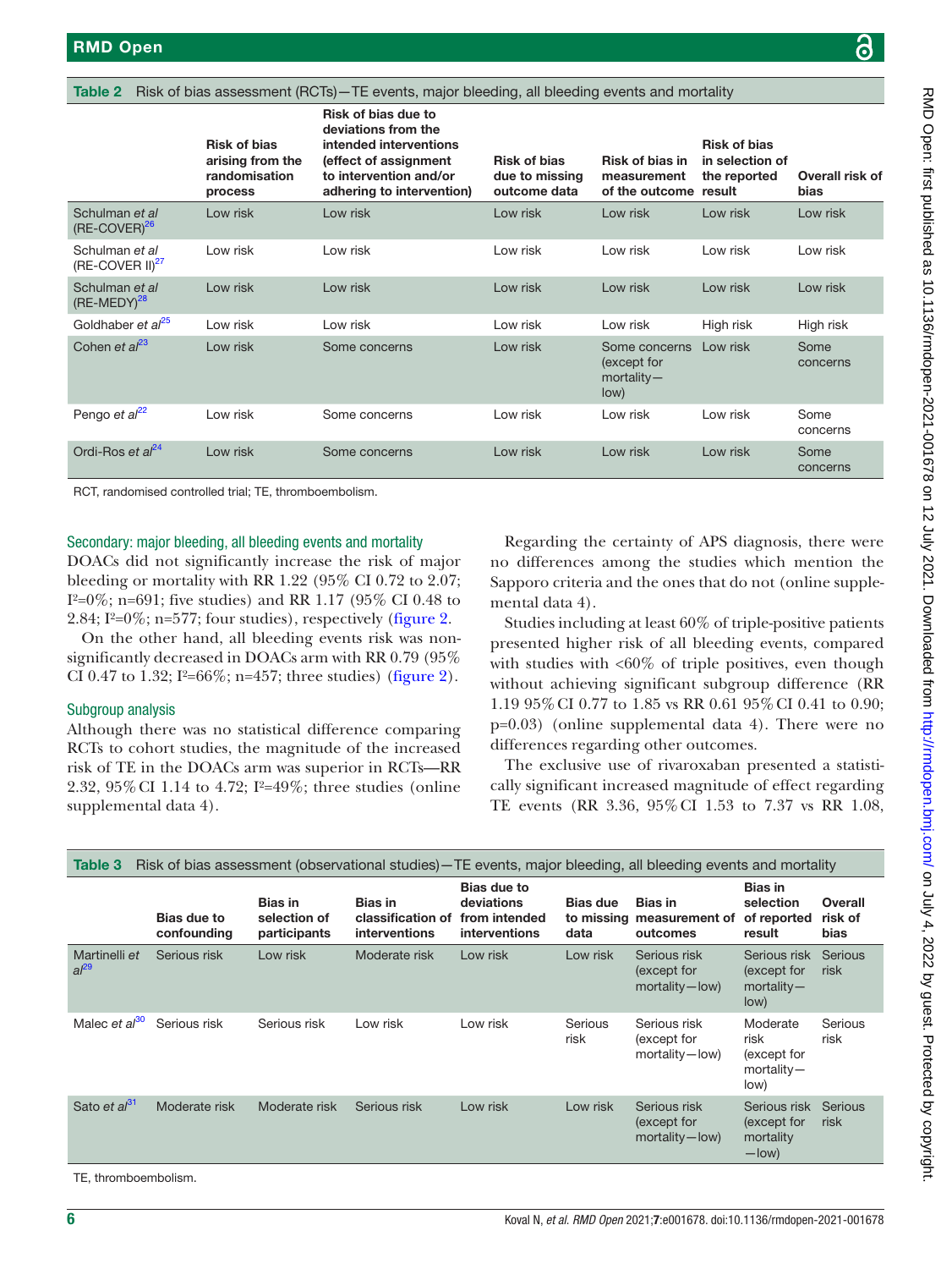Table 2 Risk of bias assessment (RCTs)—TE events, major bleeding, all bleeding events and mortality

| | Risk of bias arising from the randomisation process | Risk of bias due to deviations from the intended interventions (effect of assignment to intervention and/or adhering to intervention) | Risk of bias due to missing outcome data | Risk of bias in measurement of the outcome | Risk of bias in selection of the reported result | Overall risk of bias |
|---|---|---|---|---|---|---|
| Schulman *et al* (RE-COVER)[26] | Low risk | Low risk | Low risk | Low risk | Low risk | Low risk |
| Schulman *et al* (RE-COVER II)[27] | Low risk | Low risk | Low risk | Low risk | Low risk | Low risk |
| Schulman *et al* (RE-MEDY)[28] | Low risk | Low risk | Low risk | Low risk | Low risk | Low risk |
| Goldhaber *et al*[25] | Low risk | Low risk | Low risk | Low risk | High risk | High risk |
| Cohen *et al*[23] | Low risk | Some concerns | Low risk | Some concerns (except for mortality—low) | Low risk | Some concerns |
| Pengo *et al*[22] | Low risk | Some concerns | Low risk | Low risk | Low risk | Some concerns |
| Ordi-Ros *et al*[24] | Low risk | Some concerns | Low risk | Low risk | Low risk | Some concerns |

RCT, randomised controlled trial; TE, thromboembolism.

### Secondary: major bleeding, all bleeding events and mortality

DOACs did not significantly increase the risk of major bleeding or mortality with RR 1.22 (95% CI 0.72 to 2.07; $I^2$=0%; n=691; five studies) and RR 1.17 (95% CI 0.48 to 2.84; $I^2$=0%; n=577; four studies), respectively (figure 2.

On the other hand, all bleeding events risk was non-significantly decreased in DOACs arm with RR 0.79 (95% CI 0.47 to 1.32; $I^2$=66%; n=457; three studies) (figure 2).

### Subgroup analysis

Although there was no statistical difference comparing RCTs to cohort studies, the magnitude of the increased risk of TE in the DOACs arm was superior in RCTs—RR 2.32, 95% CI 1.14 to 4.72; $I^2$=49%; three studies (online supplemental data 4).

Regarding the certainty of APS diagnosis, there were no differences among the studies which mention the Sapporo criteria and the ones that do not (online supplemental data 4).

Studies including at least 60% of triple-positive patients presented higher risk of all bleeding events, compared with studies with <60% of triple positives, even though without achieving significant subgroup difference (RR 1.19 95% CI 0.77 to 1.85 vs RR 0.61 95% CI 0.41 to 0.90; p=0.03) (online supplemental data 4). There were no differences regarding other outcomes.

The exclusive use of rivaroxaban presented a statistically significant increased magnitude of effect regarding TE events (RR 3.36, 95% CI 1.53 to 7.37 vs RR 1.08,

Table 3 Risk of bias assessment (observational studies)—TE events, major bleeding, all bleeding events and mortality

| | Bias due to confounding | Bias in selection of participants | Bias in classification of interventions | Bias due to deviations from intended interventions | Bias due to missing data | Bias in measurement of outcomes | Bias in selection of reported result | Overall risk of bias |
|---|---|---|---|---|---|---|---|---|
| Martinelli *et al*[29] | Serious risk | Low risk | Moderate risk | Low risk | Low risk | Serious risk (except for mortality—low) | Serious risk (except for mortality—low) | Serious risk |
| Malec *et al*[30] | Serious risk | Serious risk | Low risk | Low risk | Serious risk | Serious risk (except for mortality—low) | Moderate risk (except for mortality—low) | Serious risk |
| Sato *et al*[31] | Moderate risk | Moderate risk | Serious risk | Low risk | Low risk | Serious risk (except for mortality—low) | Serious risk (except for mortality—low) | Serious risk |

TE, thromboembolism.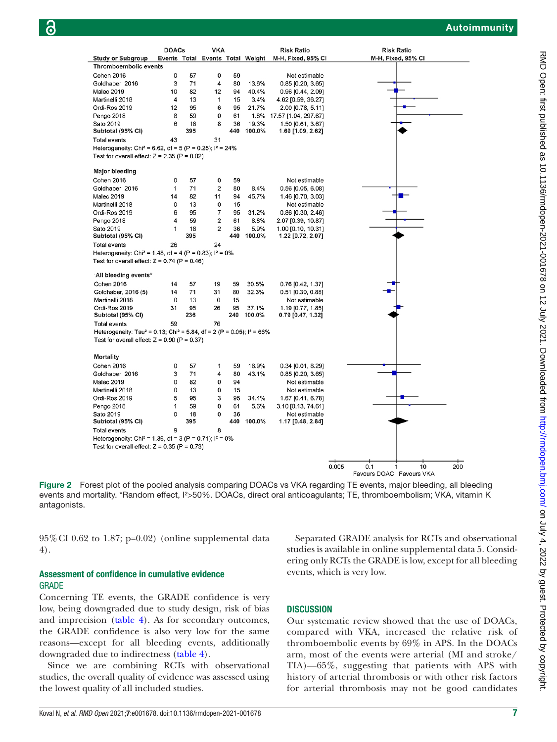| Study or Subgroup | DOACs Events | DOACs Total | VKA Events | VKA Total | Weight | Risk Ratio M-H, Fixed, 95% CI |
|---|---|---|---|---|---|---|
| **Thromboembolic events** | | | | | | |
| Cohen 2016 | 0 | 57 | 0 | 59 | | Not estimable |
| Goldhaber 2016 | 3 | 71 | 4 | 80 | 13.6% | 0.85 [0.20, 3.65] |
| Malec 2019 | 10 | 82 | 12 | 94 | 40.4% | 0.96 [0.44, 2.09] |
| Martinelli 2018 | 4 | 13 | 1 | 15 | 3.4% | 4.62 [0.59, 36.27] |
| Ordi-Ros 2019 | 12 | 95 | 6 | 95 | 21.7% | 2.00 [0.78, 5.11] |
| Pengo 2018 | 8 | 59 | 0 | 61 | 1.8% | 17.57 [1.04, 297.67] |
| Sato 2019 | 6 | 18 | 8 | 36 | 19.3% | 1.50 [0.61, 3.67] |
| **Subtotal (95% CI)** | | **395** | | **440** | **100.0%** | **1.69 [1.09, 2.62]** |
| Total events | 43 | | 31 | | | |
| Heterogeneity: Chi² = 6.62, df = 5 (P = 0.25); I² = 24% | | | | | | |
| Test for overall effect: Z = 2.35 (P = 0.02) | | | | | | |
| **Major bleeding** | | | | | | |
| Cohen 2016 | 0 | 57 | 0 | 59 | | Not estimable |
| Goldhaber 2016 | 1 | 71 | 2 | 80 | 8.4% | 0.56 [0.05, 6.08] |
| Malec 2019 | 14 | 82 | 11 | 94 | 45.7% | 1.46 [0.70, 3.03] |
| Martinelli 2018 | 0 | 13 | 0 | 15 | | Not estimable |
| Ordi-Ros 2019 | 6 | 95 | 7 | 95 | 31.2% | 0.86 [0.30, 2.46] |
| Pengo 2018 | 4 | 59 | 2 | 61 | 8.8% | 2.07 [0.39, 10.87] |
| Sato 2019 | 1 | 18 | 2 | 36 | 5.9% | 1.00 [0.10, 10.31] |
| **Subtotal (95% CI)** | | **395** | | **440** | **100.0%** | **1.22 [0.72, 2.07]** |
| Total events | 26 | | 24 | | | |
| Heterogeneity: Chi² = 1.48, df = 4 (P = 0.83); I² = 0% | | | | | | |
| Test for overall effect: Z = 0.74 (P = 0.46) | | | | | | |
| **All bleeding events*** | | | | | | |
| Cohen 2016 | 14 | 57 | 19 | 59 | 30.5% | 0.76 [0.42, 1.37] |
| Goldhaber, 2016 (5) | 14 | 71 | 31 | 80 | 32.3% | 0.51 [0.30, 0.88] |
| Martinelli 2018 | 0 | 13 | 0 | 15 | | Not estimable |
| Ordi-Ros 2019 | 31 | 95 | 26 | 95 | 37.1% | 1.19 [0.77, 1.85] |
| **Subtotal (95% CI)** | | **236** | | **249** | **100.0%** | **0.79 [0.47, 1.32]** |
| Total events | 59 | | 76 | | | |
| Heterogeneity: Tau² = 0.13; Chi² = 5.84, df = 2 (P = 0.05); I² = 66% | | | | | | |
| Test for overall effect: Z = 0.90 (P = 0.37) | | | | | | |
| **Mortality** | | | | | | |
| Cohen 2016 | 0 | 57 | 1 | 59 | 16.9% | 0.34 [0.01, 8.29] |
| Goldhaber 2016 | 3 | 71 | 4 | 80 | 43.1% | 0.85 [0.20, 3.65] |
| Malec 2019 | 0 | 82 | 0 | 94 | | Not estimable |
| Martinelli 2018 | 0 | 13 | 0 | 15 | | Not estimable |
| Ordi-Ros 2019 | 5 | 95 | 3 | 95 | 34.4% | 1.67 [0.41, 6.78] |
| Pengo 2018 | 1 | 59 | 0 | 61 | 5.6% | 3.10 [0.13, 74.61] |
| Sato 2019 | 0 | 18 | 0 | 36 | | Not estimable |
| **Subtotal (95% CI)** | | **395** | | **440** | **100.0%** | **1.17 [0.48, 2.84]** |
| Total events | 9 | | 8 | | | |
| Heterogeneity: Chi² = 1.36, df = 3 (P = 0.71); I² = 0% | | | | | | |
| Test for overall effect: Z = 0.35 (P = 0.73) | | | | | | |

Risk Ratio M-H, Fixed, 95% CI (axis: 0.005, 0.1, 1, 10, 200; Favours DOAC / Favours VKA)

**Figure 2** Forest plot of the pooled analysis comparing DOACs vs VKA regarding TE events, major bleeding, all bleeding events and mortality. *Random effect, I²>50%. DOACs, direct oral anticoagulants; TE, thromboembolism; VKA, vitamin K antagonists.

95% CI 0.62 to 1.87; p=0.02) (online supplemental data 4).

## Assessment of confidence in cumulative evidence

### GRADE

Concerning TE events, the GRADE confidence is very low, being downgraded due to study design, risk of bias and imprecision (table 4). As for secondary outcomes, the GRADE confidence is also very low for the same reasons—except for all bleeding events, additionally downgraded due to indirectness (table 4).

Since we are combining RCTs with observational studies, the overall quality of evidence was assessed using the lowest quality of all included studies.

Separated GRADE analysis for RCTs and observational studies is available in online supplemental data 5. Considering only RCTs the GRADE is low, except for all bleeding events, which is very low.

## DISCUSSION

Our systematic review showed that the use of DOACs, compared with VKA, increased the relative risk of thromboembolic events by 69% in APS. In the DOACs arm, most of the events were arterial (MI and stroke/TIA)—65%, suggesting that patients with APS with history of arterial thrombosis or with other risk factors for arterial thrombosis may not be good candidates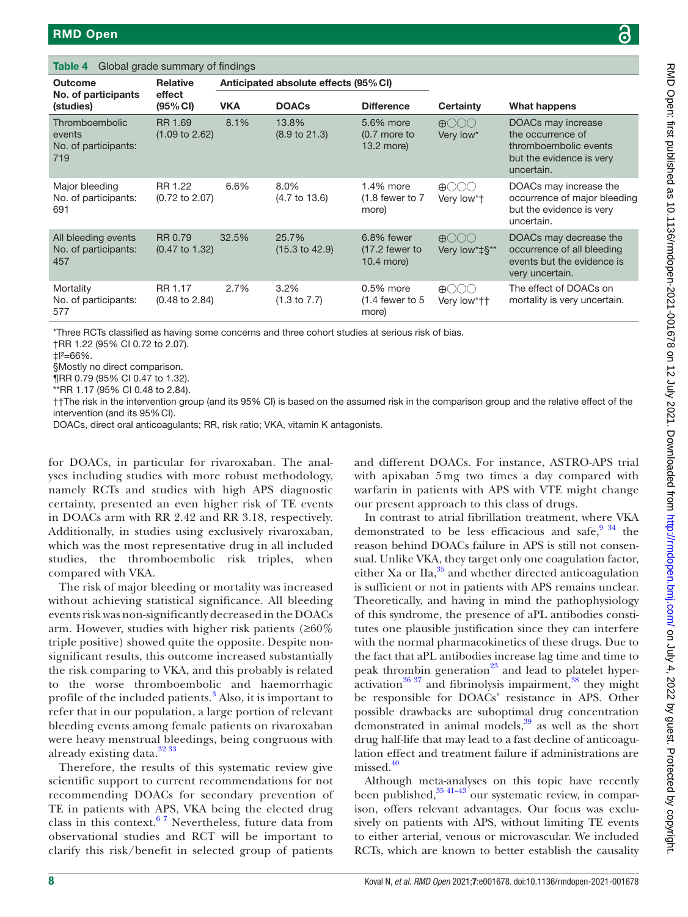**Table 4** Global grade summary of findings

| Outcome<br>No. of participants (studies) | Relative effect (95% CI) | Anticipated absolute effects (95% CI) | | | Certainty | What happens |
|---|---|---|---|---|---|---|
| | | VKA | DOACs | Difference | | |
| Thromboembolic events<br>No. of participants: 719 | RR 1.69 (1.09 to 2.62) | 8.1% | 13.8% (8.9 to 21.3) | 5.6% more (0.7 more to 13.2 more) | ⊕◯◯◯ Very low* | DOACs may increase the occurrence of thromboembolic events but the evidence is very uncertain. |
| Major bleeding<br>No. of participants: 691 | RR 1.22 (0.72 to 2.07) | 6.6% | 8.0% (4.7 to 13.6) | 1.4% more (1.8 fewer to 7 more) | ⊕◯◯◯ Very low*† | DOACs may increase the occurrence of major bleeding but the evidence is very uncertain. |
| All bleeding events<br>No. of participants: 457 | RR 0.79 (0.47 to 1.32) | 32.5% | 25.7% (15.3 to 42.9) | 6.8% fewer (17.2 fewer to 10.4 more) | ⊕◯◯◯ Very low*‡§** | DOACs may decrease the occurrence of all bleeding events but the evidence is very uncertain. |
| Mortality<br>No. of participants: 577 | RR 1.17 (0.48 to 2.84) | 2.7% | 3.2% (1.3 to 7.7) | 0.5% more (1.4 fewer to 5 more) | ⊕◯◯◯ Very low*†† | The effect of DOACs on mortality is very uncertain. |

*Three RCTs classified as having some concerns and three cohort studies at serious risk of bias.
†RR 1.22 (95% CI 0.72 to 2.07).
‡$I^2$=66%.
§Mostly no direct comparison.
¶RR 0.79 (95% CI 0.47 to 1.32).
**RR 1.17 (95% CI 0.48 to 2.84).
††The risk in the intervention group (and its 95% CI) is based on the assumed risk in the comparison group and the relative effect of the intervention (and its 95% CI).
DOACs, direct oral anticoagulants; RR, risk ratio; VKA, vitamin K antagonists.

for DOACs, in particular for rivaroxaban. The analyses including studies with more robust methodology, namely RCTs and studies with high APS diagnostic certainty, presented an even higher risk of TE events in DOACs arm with RR 2.42 and RR 3.18, respectively. Additionally, in studies using exclusively rivaroxaban, which was the most representative drug in all included studies, the thromboembolic risk triples, when compared with VKA.

The risk of major bleeding or mortality was increased without achieving statistical significance. All bleeding events risk was non-significantly decreased in the DOACs arm. However, studies with higher risk patients (≥60% triple positive) showed quite the opposite. Despite non-significant results, this outcome increased substantially the risk comparing to VKA, and this probably is related to the worse thromboembolic and haemorrhagic profile of the included patients.[3] Also, it is important to refer that in our population, a large portion of relevant bleeding events among female patients on rivaroxaban were heavy menstrual bleedings, being congruous with already existing data.[32 33]

Therefore, the results of this systematic review give scientific support to current recommendations for not recommending DOACs for secondary prevention of TE in patients with APS, VKA being the elected drug class in this context.[6 7] Nevertheless, future data from observational studies and RCT will be important to clarify this risk/benefit in selected group of patients and different DOACs. For instance, ASTRO-APS trial with apixaban 5 mg two times a day compared with warfarin in patients with APS with VTE might change our present approach to this class of drugs.

In contrast to atrial fibrillation treatment, where VKA demonstrated to be less efficacious and safe,[9 34] the reason behind DOACs failure in APS is still not consensual. Unlike VKA, they target only one coagulation factor, either Xa or IIa,[35] and whether directed anticoagulation is sufficient or not in patients with APS remains unclear. Theoretically, and having in mind the pathophysiology of this syndrome, the presence of aPL antibodies constitutes one plausible justification since they can interfere with the normal pharmacokinetics of these drugs. Due to the fact that aPL antibodies increase lag time and time to peak thrombin generation[23] and lead to platelet hyperactivation[36 37] and fibrinolysis impairment,[38] they might be responsible for DOACs' resistance in APS. Other possible drawbacks are suboptimal drug concentration demonstrated in animal models,[39] as well as the short drug half-life that may lead to a fast decline of anticoagulation effect and treatment failure if administrations are missed.[40]

Although meta-analyses on this topic have recently been published,[35 41–43] our systematic review, in comparison, offers relevant advantages. Our focus was exclusively on patients with APS, without limiting TE events to either arterial, venous or microvascular. We included RCTs, which are known to better establish the causality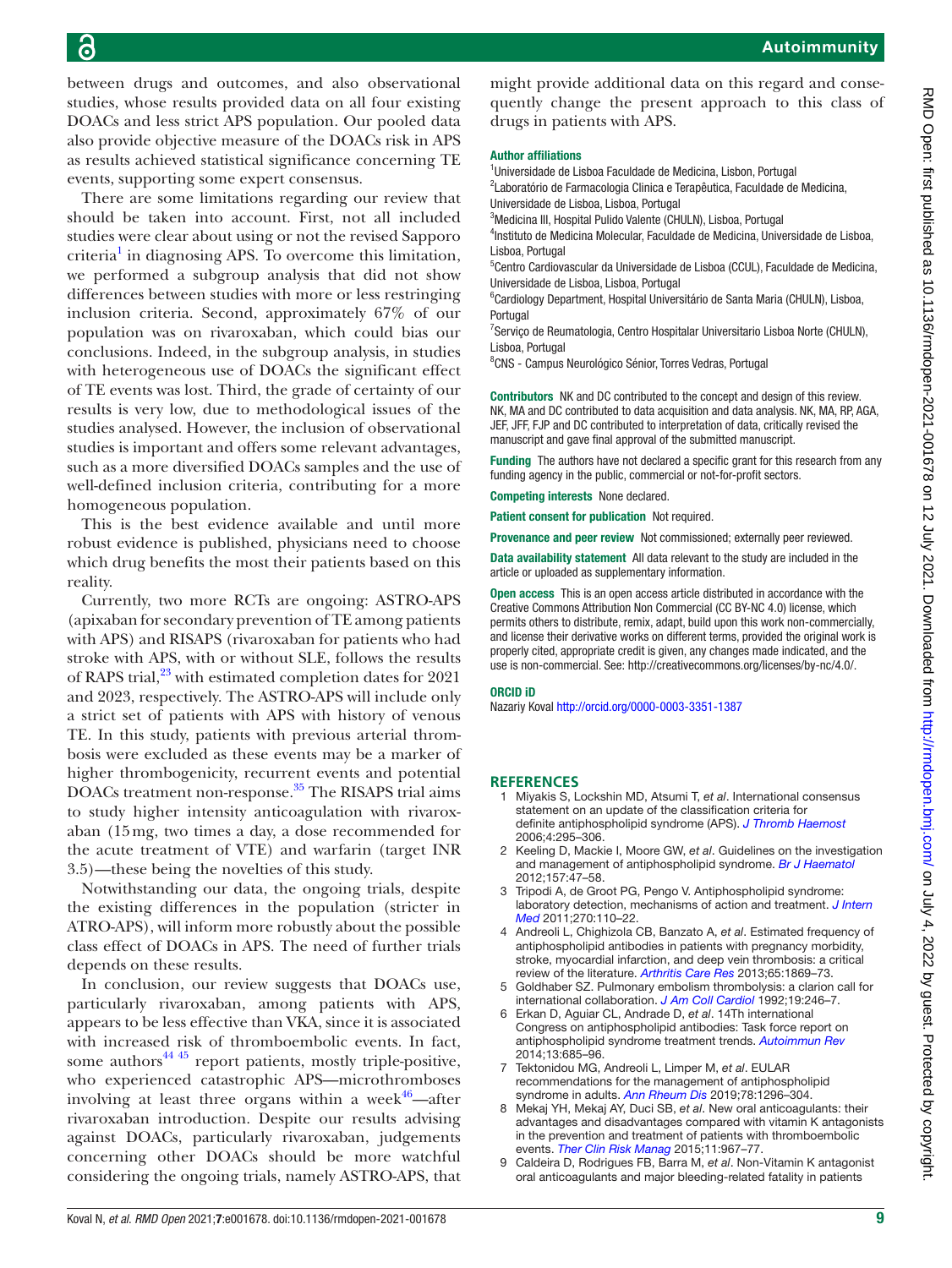between drugs and outcomes, and also observational studies, whose results provided data on all four existing DOACs and less strict APS population. Our pooled data also provide objective measure of the DOACs risk in APS as results achieved statistical significance concerning TE events, supporting some expert consensus.

There are some limitations regarding our review that should be taken into account. First, not all included studies were clear about using or not the revised Sapporo criteria[1] in diagnosing APS. To overcome this limitation, we performed a subgroup analysis that did not show differences between studies with more or less restringing inclusion criteria. Second, approximately 67% of our population was on rivaroxaban, which could bias our conclusions. Indeed, in the subgroup analysis, in studies with heterogeneous use of DOACs the significant effect of TE events was lost. Third, the grade of certainty of our results is very low, due to methodological issues of the studies analysed. However, the inclusion of observational studies is important and offers some relevant advantages, such as a more diversified DOACs samples and the use of well-defined inclusion criteria, contributing for a more homogeneous population.

This is the best evidence available and until more robust evidence is published, physicians need to choose which drug benefits the most their patients based on this reality.

Currently, two more RCTs are ongoing: ASTRO-APS (apixaban for secondary prevention of TE among patients with APS) and RISAPS (rivaroxaban for patients who had stroke with APS, with or without SLE, follows the results of RAPS trial,[23] with estimated completion dates for 2021 and 2023, respectively. The ASTRO-APS will include only a strict set of patients with APS with history of venous TE. In this study, patients with previous arterial thrombosis were excluded as these events may be a marker of higher thrombogenicity, recurrent events and potential DOACs treatment non-response.[35] The RISAPS trial aims to study higher intensity anticoagulation with rivaroxaban (15 mg, two times a day, a dose recommended for the acute treatment of VTE) and warfarin (target INR 3.5)—these being the novelties of this study.

Notwithstanding our data, the ongoing trials, despite the existing differences in the population (stricter in ATRO-APS), will inform more robustly about the possible class effect of DOACs in APS. The need of further trials depends on these results.

In conclusion, our review suggests that DOACs use, particularly rivaroxaban, among patients with APS, appears to be less effective than VKA, since it is associated with increased risk of thromboembolic events. In fact, some authors[44 45] report patients, mostly triple-positive, who experienced catastrophic APS—microthromboses involving at least three organs within a week[46]—after rivaroxaban introduction. Despite our results advising against DOACs, particularly rivaroxaban, judgements concerning other DOACs should be more watchful considering the ongoing trials, namely ASTRO-APS, that might provide additional data on this regard and consequently change the present approach to this class of drugs in patients with APS.

**Author affiliations**

[1]Universidade de Lisboa Faculdade de Medicina, Lisbon, Portugal
[2]Laboratório de Farmacologia Clinica e Terapêutica, Faculdade de Medicina, Universidade de Lisboa, Lisboa, Portugal
[3]Medicina III, Hospital Pulido Valente (CHULN), Lisboa, Portugal
[4]Instituto de Medicina Molecular, Faculdade de Medicina, Universidade de Lisboa, Lisboa, Portugal
[5]Centro Cardiovascular da Universidade de Lisboa (CCUL), Faculdade de Medicina, Universidade de Lisboa, Lisboa, Portugal
[6]Cardiology Department, Hospital Universitário de Santa Maria (CHULN), Lisboa, Portugal
[7]Serviço de Reumatologia, Centro Hospitalar Universitario Lisboa Norte (CHULN), Lisboa, Portugal
[8]CNS - Campus Neurológico Sénior, Torres Vedras, Portugal

**Contributors** NK and DC contributed to the concept and design of this review. NK, MA and DC contributed to data acquisition and data analysis. NK, MA, RP, AGA, JEF, JFF, FJP and DC contributed to interpretation of data, critically revised the manuscript and gave final approval of the submitted manuscript.

**Funding** The authors have not declared a specific grant for this research from any funding agency in the public, commercial or not-for-profit sectors.

**Competing interests** None declared.

**Patient consent for publication** Not required.

**Provenance and peer review** Not commissioned; externally peer reviewed.

**Data availability statement** All data relevant to the study are included in the article or uploaded as supplementary information.

**Open access** This is an open access article distributed in accordance with the Creative Commons Attribution Non Commercial (CC BY-NC 4.0) license, which permits others to distribute, remix, adapt, build upon this work non-commercially, and license their derivative works on different terms, provided the original work is properly cited, appropriate credit is given, any changes made indicated, and the use is non-commercial. See: http://creativecommons.org/licenses/by-nc/4.0/.

**ORCID iD**

Nazariy Koval http://orcid.org/0000-0003-3351-1387

## REFERENCES

1. Miyakis S, Lockshin MD, Atsumi T, *et al*. International consensus statement on an update of the classification criteria for definite antiphospholipid syndrome (APS). *J Thromb Haemost* 2006;4:295–306.
2. Keeling D, Mackie I, Moore GW, *et al*. Guidelines on the investigation and management of antiphospholipid syndrome. *Br J Haematol* 2012;157:47–58.
3. Tripodi A, de Groot PG, Pengo V. Antiphospholipid syndrome: laboratory detection, mechanisms of action and treatment. *J Intern Med* 2011;270:110–22.
4. Andreoli L, Chighizola CB, Banzato A, *et al*. Estimated frequency of antiphospholipid antibodies in patients with pregnancy morbidity, stroke, myocardial infarction, and deep vein thrombosis: a critical review of the literature. *Arthritis Care Res* 2013;65:1869–73.
5. Goldhaber SZ. Pulmonary embolism thrombolysis: a clarion call for international collaboration. *J Am Coll Cardiol* 1992;19:246–7.
6. Erkan D, Aguiar CL, Andrade D, *et al*. 14Th international Congress on antiphospholipid antibodies: Task force report on antiphospholipid syndrome treatment trends. *Autoimmun Rev* 2014;13:685–96.
7. Tektonidou MG, Andreoli L, Limper M, *et al*. EULAR recommendations for the management of antiphospholipid syndrome in adults. *Ann Rheum Dis* 2019;78:1296–304.
8. Mekaj YH, Mekaj AY, Duci SB, *et al*. New oral anticoagulants: their advantages and disadvantages compared with vitamin K antagonists in the prevention and treatment of patients with thromboembolic events. *Ther Clin Risk Manag* 2015;11:967–77.
9. Caldeira D, Rodrigues FB, Barra M, *et al*. Non-Vitamin K antagonist oral anticoagulants and major bleeding-related fatality in patients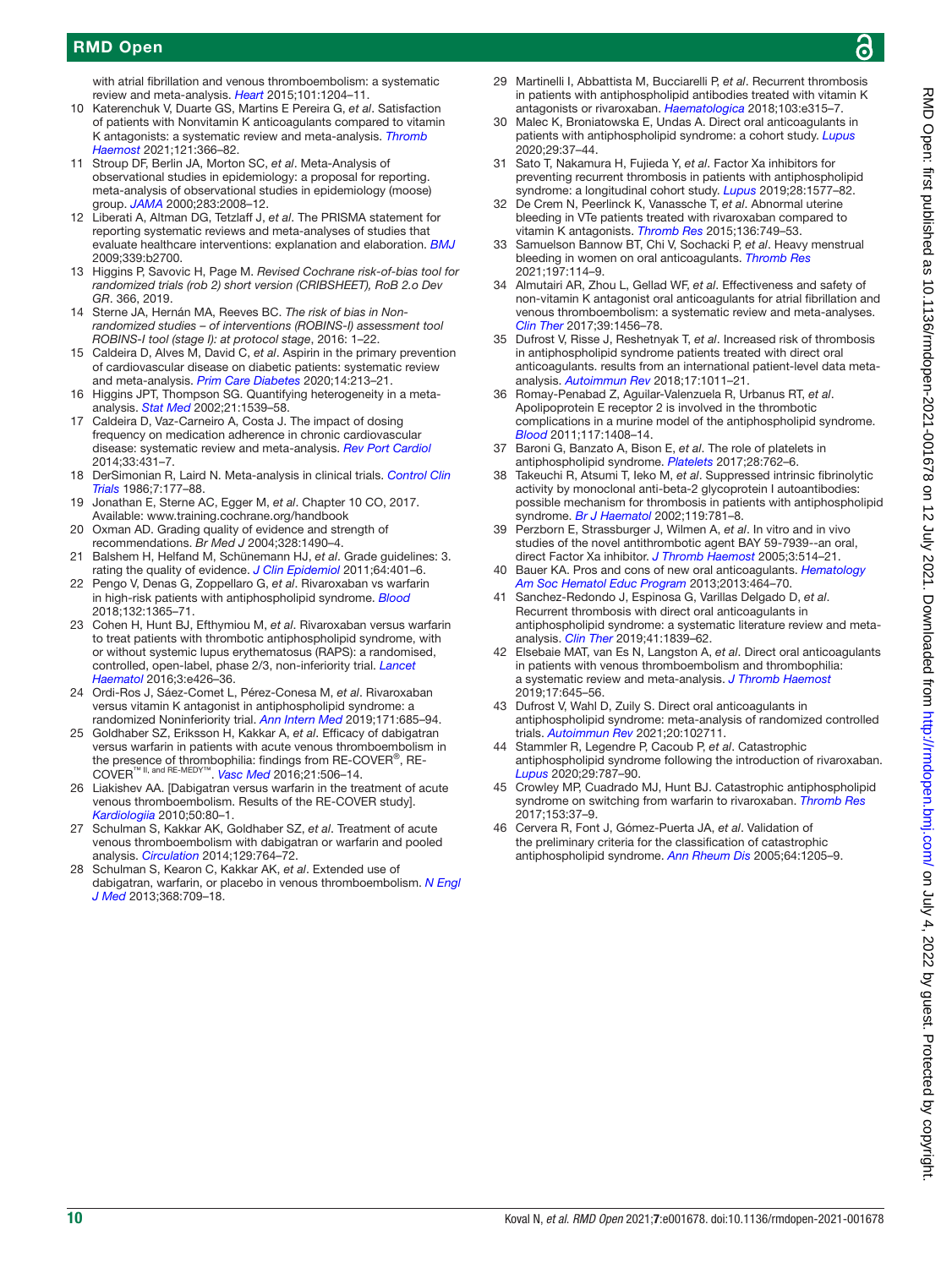with atrial fibrillation and venous thromboembolism: a systematic review and meta-analysis. *Heart* 2015;101:1204–11.

10 Katerenchuk V, Duarte GS, Martins E Pereira G, *et al*. Satisfaction of patients with Nonvitamin K anticoagulants compared to vitamin K antagonists: a systematic review and meta-analysis. *Thromb Haemost* 2021;121:366–82.
11 Stroup DF, Berlin JA, Morton SC, *et al*. Meta-Analysis of observational studies in epidemiology: a proposal for reporting. meta-analysis of observational studies in epidemiology (moose) group. *JAMA* 2000;283:2008–12.
12 Liberati A, Altman DG, Tetzlaff J, *et al*. The PRISMA statement for reporting systematic reviews and meta-analyses of studies that evaluate healthcare interventions: explanation and elaboration. *BMJ* 2009;339:b2700.
13 Higgins P, Savovic H, Page M. *Revised Cochrane risk-of-bias tool for randomized trials (rob 2) short version (CRIBSHEET), RoB 2.o Dev GR*. 366, 2019.
14 Sterne JA, Hernán MA, Reeves BC. *The risk of bias in Non-randomized studies – of interventions (ROBINS-I) assessment tool ROBINS-I tool (stage I): at protocol stage*, 2016: 1–22.
15 Caldeira D, Alves M, David C, *et al*. Aspirin in the primary prevention of cardiovascular disease on diabetic patients: systematic review and meta-analysis. *Prim Care Diabetes* 2020;14:213–21.
16 Higgins JPT, Thompson SG. Quantifying heterogeneity in a meta-analysis. *Stat Med* 2002;21:1539–58.
17 Caldeira D, Vaz-Carneiro A, Costa J. The impact of dosing frequency on medication adherence in chronic cardiovascular disease: systematic review and meta-analysis. *Rev Port Cardiol* 2014;33:431–7.
18 DerSimonian R, Laird N. Meta-analysis in clinical trials. *Control Clin Trials* 1986;7:177–88.
19 Jonathan E, Sterne AC, Egger M, *et al*. Chapter 10 CO, 2017. Available: www.training.cochrane.org/handbook
20 Oxman AD. Grading quality of evidence and strength of recommendations. *Br Med J* 2004;328:1490–4.
21 Balshem H, Helfand M, Schünemann HJ, *et al*. Grade guidelines: 3. rating the quality of evidence. *J Clin Epidemiol* 2011;64:401–6.
22 Pengo V, Denas G, Zoppellaro G, *et al*. Rivaroxaban vs warfarin in high-risk patients with antiphospholipid syndrome. *Blood* 2018;132:1365–71.
23 Cohen H, Hunt BJ, Efthymiou M, *et al*. Rivaroxaban versus warfarin to treat patients with thrombotic antiphospholipid syndrome, with or without systemic lupus erythematosus (RAPS): a randomised, controlled, open-label, phase 2/3, non-inferiority trial. *Lancet Haematol* 2016;3:e426–36.
24 Ordi-Ros J, Sáez-Comet L, Pérez-Conesa M, *et al*. Rivaroxaban versus vitamin K antagonist in antiphospholipid syndrome: a randomized Noninferiority trial. *Ann Intern Med* 2019;171:685–94.
25 Goldhaber SZ, Eriksson H, Kakkar A, *et al*. Efficacy of dabigatran versus warfarin in patients with acute venous thromboembolism in the presence of thrombophilia: findings from RE-COVER®, RE-COVER™ II, and RE-MEDY™. *Vasc Med* 2016;21:506–14.
26 Liakishev AA. [Dabigatran versus warfarin in the treatment of acute venous thromboembolism. Results of the RE-COVER study]. *Kardiologiia* 2010;50:80–1.
27 Schulman S, Kakkar AK, Goldhaber SZ, *et al*. Treatment of acute venous thromboembolism with dabigatran or warfarin and pooled analysis. *Circulation* 2014;129:764–72.
28 Schulman S, Kearon C, Kakkar AK, *et al*. Extended use of dabigatran, warfarin, or placebo in venous thromboembolism. *N Engl J Med* 2013;368:709–18.
29 Martinelli I, Abbattista M, Bucciarelli P, *et al*. Recurrent thrombosis in patients with antiphospholipid antibodies treated with vitamin K antagonists or rivaroxaban. *Haematologica* 2018;103:e315–7.
30 Malec K, Broniatowska E, Undas A. Direct oral anticoagulants in patients with antiphospholipid syndrome: a cohort study. *Lupus* 2020;29:37–44.
31 Sato T, Nakamura H, Fujieda Y, *et al*. Factor Xa inhibitors for preventing recurrent thrombosis in patients with antiphospholipid syndrome: a longitudinal cohort study. *Lupus* 2019;28:1577–82.
32 De Crem N, Peerlinck K, Vanassche T, *et al*. Abnormal uterine bleeding in VTe patients treated with rivaroxaban compared to vitamin K antagonists. *Thromb Res* 2015;136:749–53.
33 Samuelson Bannow BT, Chi V, Sochacki P, *et al*. Heavy menstrual bleeding in women on oral anticoagulants. *Thromb Res* 2021;197:114–9.
34 Almutairi AR, Zhou L, Gellad WF, *et al*. Effectiveness and safety of non-vitamin K antagonist oral anticoagulants for atrial fibrillation and venous thromboembolism: a systematic review and meta-analyses. *Clin Ther* 2017;39:1456–78.
35 Dufrost V, Risse J, Reshetnyak T, *et al*. Increased risk of thrombosis in antiphospholipid syndrome patients treated with direct oral anticoagulants. results from an international patient-level data meta-analysis. *Autoimmun Rev* 2018;17:1011–21.
36 Romay-Penabad Z, Aguilar-Valenzuela R, Urbanus RT, *et al*. Apolipoprotein E receptor 2 is involved in the thrombotic complications in a murine model of the antiphospholipid syndrome. *Blood* 2011;117:1408–14.
37 Baroni G, Banzato A, Bison E, *et al*. The role of platelets in antiphospholipid syndrome. *Platelets* 2017;28:762–6.
38 Takeuchi R, Atsumi T, Ieko M, *et al*. Suppressed intrinsic fibrinolytic activity by monoclonal anti-beta-2 glycoprotein I autoantibodies: possible mechanism for thrombosis in patients with antiphospholipid syndrome. *Br J Haematol* 2002;119:781–8.
39 Perzborn E, Strassburger J, Wilmen A, *et al*. In vitro and in vivo studies of the novel antithrombotic agent BAY 59-7939--an oral, direct Factor Xa inhibitor. *J Thromb Haemost* 2005;3:514–21.
40 Bauer KA. Pros and cons of new oral anticoagulants. *Hematology Am Soc Hematol Educ Program* 2013;2013:464–70.
41 Sanchez-Redondo J, Espinosa G, Varillas Delgado D, *et al*. Recurrent thrombosis with direct oral anticoagulants in antiphospholipid syndrome: a systematic literature review and meta-analysis. *Clin Ther* 2019;41:1839–62.
42 Elsebaie MAT, van Es N, Langston A, *et al*. Direct oral anticoagulants in patients with venous thromboembolism and thrombophilia: a systematic review and meta-analysis. *J Thromb Haemost* 2019;17:645–56.
43 Dufrost V, Wahl D, Zuily S. Direct oral anticoagulants in antiphospholipid syndrome: meta-analysis of randomized controlled trials. *Autoimmun Rev* 2021;20:102711.
44 Stammler R, Legendre P, Cacoub P, *et al*. Catastrophic antiphospholipid syndrome following the introduction of rivaroxaban. *Lupus* 2020;29:787–90.
45 Crowley MP, Cuadrado MJ, Hunt BJ. Catastrophic antiphospholipid syndrome on switching from warfarin to rivaroxaban. *Thromb Res* 2017;153:37–9.
46 Cervera R, Font J, Gómez-Puerta JA, *et al*. Validation of the preliminary criteria for the classification of catastrophic antiphospholipid syndrome. *Ann Rheum Dis* 2005;64:1205–9.